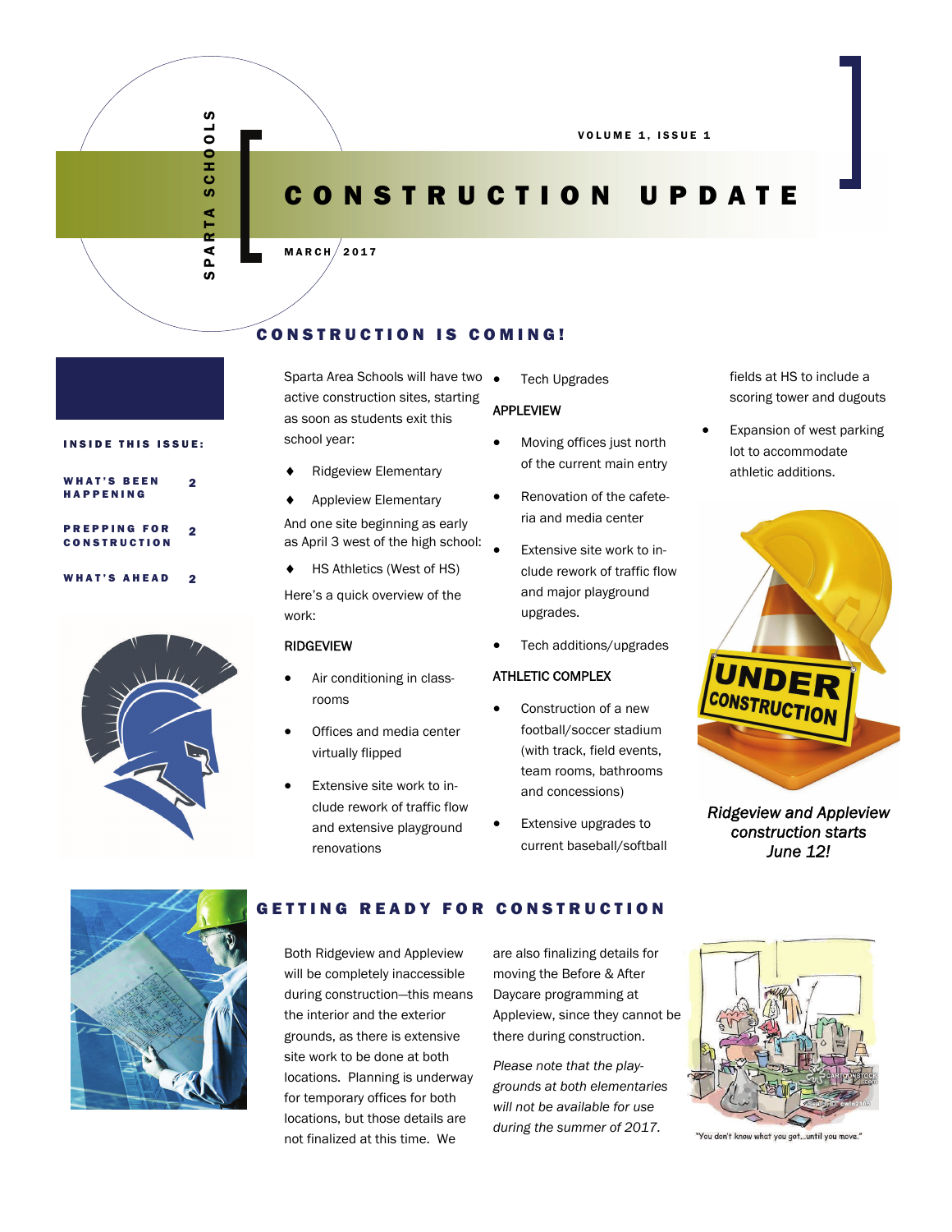SPARTA SCHOOLS

# CONSTRUCTION UPDATE

VOLUME 1, ISSUE 1

MARCH 2017

**INSIDE THIS ISSUE:**

| | |
|---|---|
| WHAT'S BEEN HAPPENING | 2 |
| PREPPING FOR CONSTRUCTION | 2 |
| WHAT'S AHEAD | 2 |

## CONSTRUCTION IS COMING!

Sparta Area Schools will have two active construction sites, starting as soon as students exit this school year:

- Ridgeview Elementary
- Appleview Elementary

And one site beginning as early as April 3 west of the high school:

- HS Athletics (West of HS)

Here's a quick overview of the work:

RIDGEVIEW

- Air conditioning in classrooms
- Offices and media center virtually flipped
- Extensive site work to include rework of traffic flow and extensive playground renovations
- Tech Upgrades

APPLEVIEW

- Moving offices just north of the current main entry
- Renovation of the cafeteria and media center
- Extensive site work to include rework of traffic flow and major playground upgrades.
- Tech additions/upgrades

ATHLETIC COMPLEX

- Construction of a new football/soccer stadium (with track, field events, team rooms, bathrooms and concessions)
- Extensive upgrades to current baseball/softball fields at HS to include a scoring tower and dugouts
- Expansion of west parking lot to accommodate athletic additions.

*Ridgeview and Appleview construction starts June 12!*

## GETTING READY FOR CONSTRUCTION

Both Ridgeview and Appleview will be completely inaccessible during construction—this means the interior and the exterior grounds, as there is extensive site work to be done at both locations. Planning is underway for temporary offices for both locations, but those details are not finalized at this time. We are also finalizing details for moving the Before & After Daycare programming at Appleview, since they cannot be there during construction.

*Please note that the playgrounds at both elementaries will not be available for use during the summer of 2017.*

"You don't know what you got...until you move."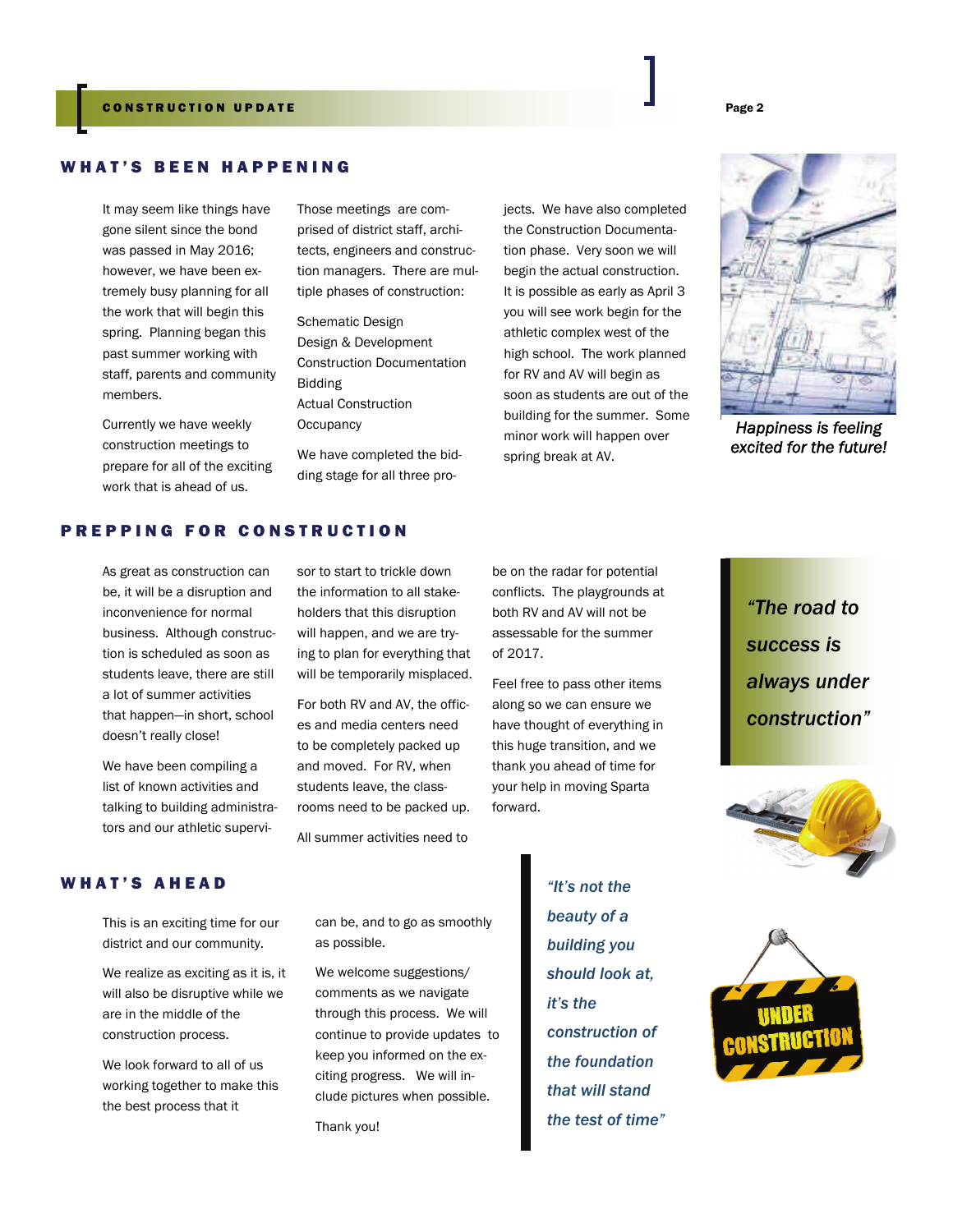## WHAT'S BEEN HAPPENING

It may seem like things have gone silent since the bond was passed in May 2016; however, we have been extremely busy planning for all the work that will begin this spring. Planning began this past summer working with staff, parents and community members.

Currently we have weekly construction meetings to prepare for all of the exciting work that is ahead of us.

Those meetings are comprised of district staff, architects, engineers and construction managers. There are multiple phases of construction:

Schematic Design
Design & Development
Construction Documentation
Bidding
Actual Construction
Occupancy

We have completed the bidding stage for all three projects. We have also completed the Construction Documentation phase. Very soon we will begin the actual construction. It is possible as early as April 3 you will see work begin for the athletic complex west of the high school. The work planned for RV and AV will begin as soon as students are out of the building for the summer. Some minor work will happen over spring break at AV.

*Happiness is feeling excited for the future!*

## PREPPING FOR CONSTRUCTION

As great as construction can be, it will be a disruption and inconvenience for normal business. Although construction is scheduled as soon as students leave, there are still a lot of summer activities that happen—in short, school doesn't really close!

We have been compiling a list of known activities and talking to building administrators and our athletic supervisor to start to trickle down the information to all stakeholders that this disruption will happen, and we are trying to plan for everything that will be temporarily misplaced.

For both RV and AV, the offices and media centers need to be completely packed up and moved. For RV, when students leave, the classrooms need to be packed up.

All summer activities need to be on the radar for potential conflicts. The playgrounds at both RV and AV will not be assessable for the summer of 2017.

Feel free to pass other items along so we can ensure we have thought of everything in this huge transition, and we thank you ahead of time for your help in moving Sparta forward.

*"The road to success is always under construction"*

## WHAT'S AHEAD

This is an exciting time for our district and our community.

We realize as exciting as it is, it will also be disruptive while we are in the middle of the construction process.

We look forward to all of us working together to make this the best process that it can be, and to go as smoothly as possible.

We welcome suggestions/comments as we navigate through this process. We will continue to provide updates to keep you informed on the exciting progress. We will include pictures when possible.

Thank you!

*"It's not the beauty of a building you should look at, it's the construction of the foundation that will stand the test of time"*